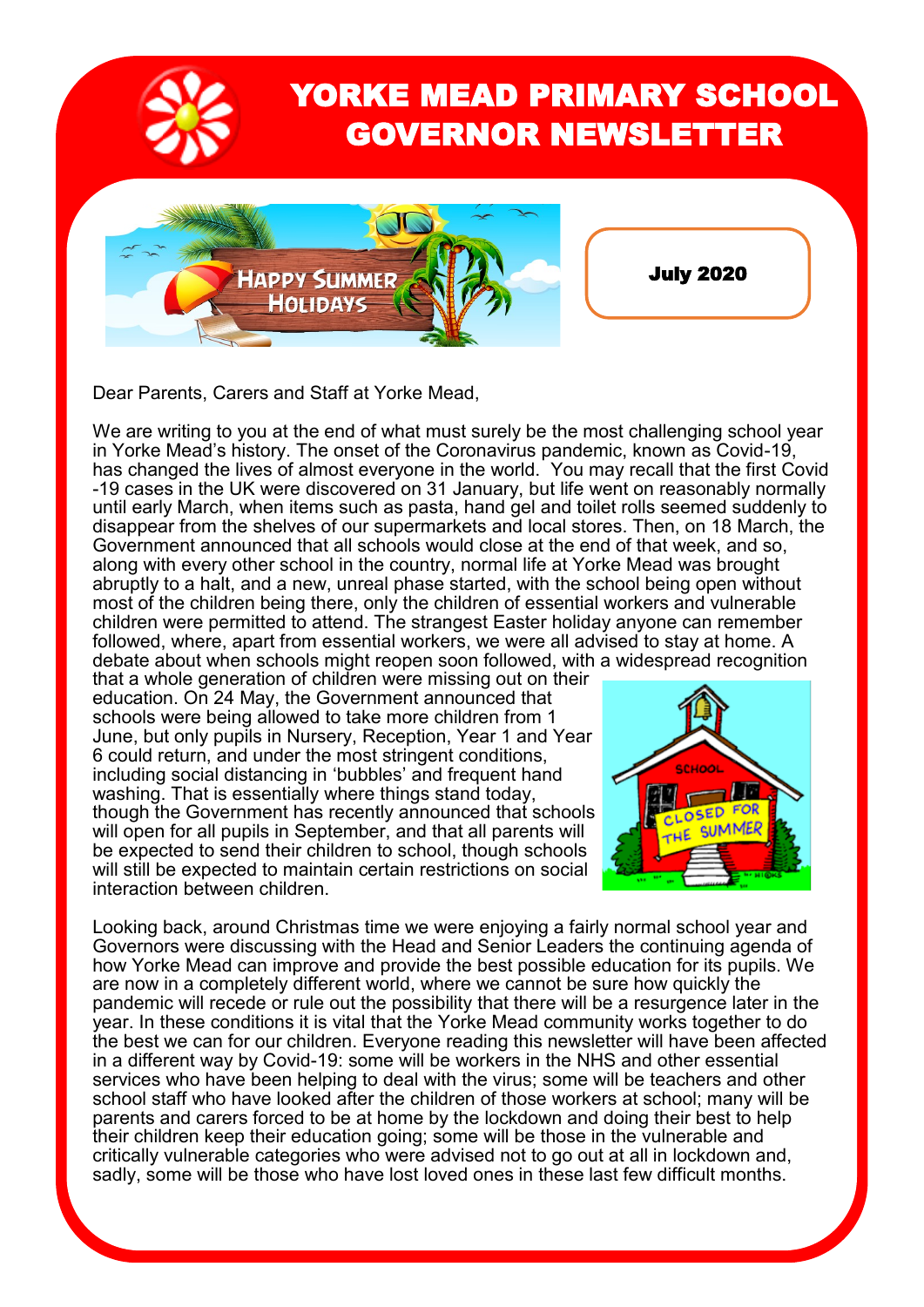# YORKE MEAD PRIMARY SCHOOL GOVERNOR NEWSLETTER

**July 2020**

Dear Parents, Carers and Staff at Yorke Mead,

We are writing to you at the end of what must surely be the most challenging school year in Yorke Mead's history. The onset of the Coronavirus pandemic, known as Covid-19, has changed the lives of almost everyone in the world. You may recall that the first Covid-19 cases in the UK were discovered on 31 January, but life went on reasonably normally until early March, when items such as pasta, hand gel and toilet rolls seemed suddenly to disappear from the shelves of our supermarkets and local stores. Then, on 18 March, the Government announced that all schools would close at the end of that week, and so, along with every other school in the country, normal life at Yorke Mead was brought abruptly to a halt, and a new, unreal phase started, with the school being open without most of the children being there, only the children of essential workers and vulnerable children were permitted to attend. The strangest Easter holiday anyone can remember followed, where, apart from essential workers, we were all advised to stay at home. A debate about when schools might reopen soon followed, with a widespread recognition that a whole generation of children were missing out on their education. On 24 May, the Government announced that schools were being allowed to take more children from 1 June, but only pupils in Nursery, Reception, Year 1 and Year 6 could return, and under the most stringent conditions, including social distancing in 'bubbles' and frequent hand washing. That is essentially where things stand today, though the Government has recently announced that schools will open for all pupils in September, and that all parents will be expected to send their children to school, though schools will still be expected to maintain certain restrictions on social interaction between children.

Looking back, around Christmas time we were enjoying a fairly normal school year and Governors were discussing with the Head and Senior Leaders the continuing agenda of how Yorke Mead can improve and provide the best possible education for its pupils. We are now in a completely different world, where we cannot be sure how quickly the pandemic will recede or rule out the possibility that there will be a resurgence later in the year. In these conditions it is vital that the Yorke Mead community works together to do the best we can for our children. Everyone reading this newsletter will have been affected in a different way by Covid-19: some will be workers in the NHS and other essential services who have been helping to deal with the virus; some will be teachers and other school staff who have looked after the children of those workers at school; many will be parents and carers forced to be at home by the lockdown and doing their best to help their children keep their education going; some will be those in the vulnerable and critically vulnerable categories who were advised not to go out at all in lockdown and, sadly, some will be those who have lost loved ones in these last few difficult months.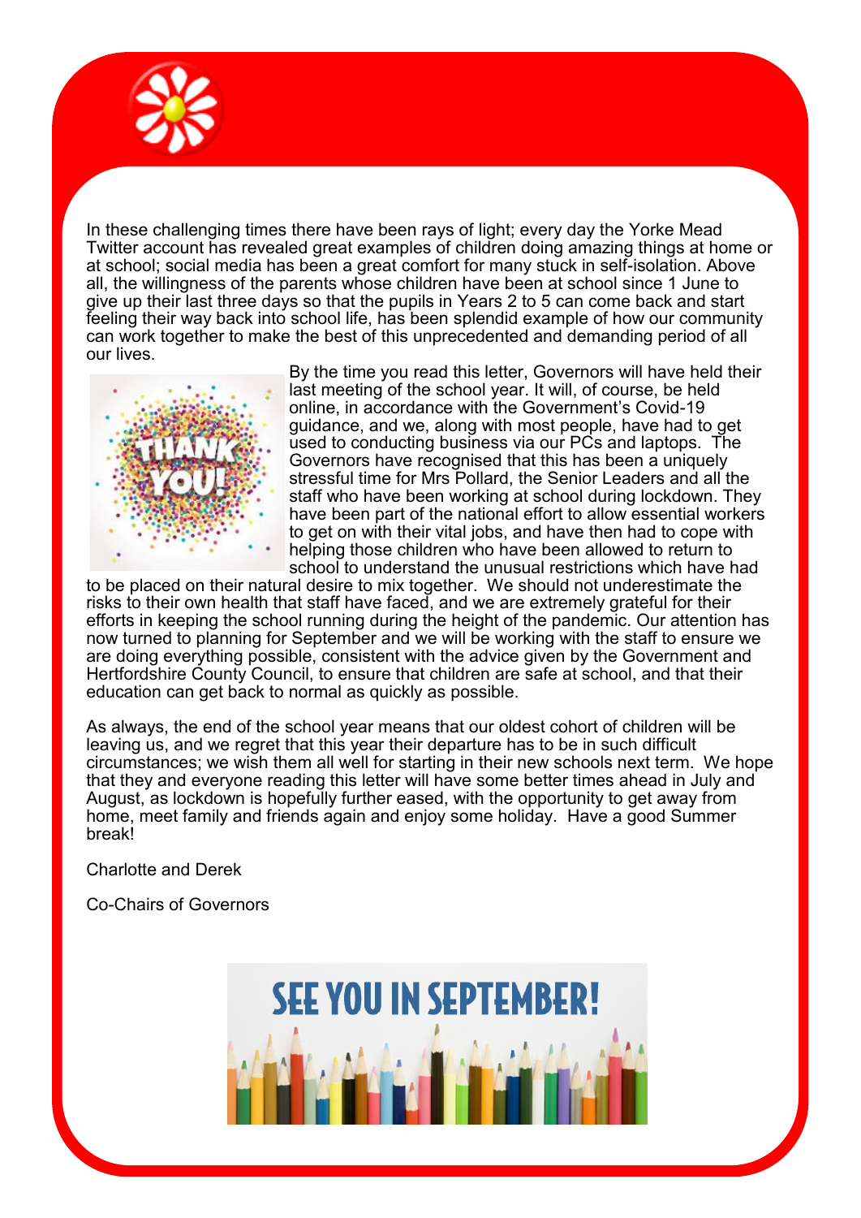In these challenging times there have been rays of light; every day the Yorke Mead Twitter account has revealed great examples of children doing amazing things at home or at school; social media has been a great comfort for many stuck in self-isolation. Above all, the willingness of the parents whose children have been at school since 1 June to give up their last three days so that the pupils in Years 2 to 5 can come back and start feeling their way back into school life, has been splendid example of how our community can work together to make the best of this unprecedented and demanding period of all our lives.

By the time you read this letter, Governors will have held their last meeting of the school year. It will, of course, be held online, in accordance with the Government's Covid-19 guidance, and we, along with most people, have had to get used to conducting business via our PCs and laptops. The Governors have recognised that this has been a uniquely stressful time for Mrs Pollard, the Senior Leaders and all the staff who have been working at school during lockdown. They have been part of the national effort to allow essential workers to get on with their vital jobs, and have then had to cope with helping those children who have been allowed to return to school to understand the unusual restrictions which have had to be placed on their natural desire to mix together. We should not underestimate the risks to their own health that staff have faced, and we are extremely grateful for their efforts in keeping the school running during the height of the pandemic. Our attention has now turned to planning for September and we will be working with the staff to ensure we are doing everything possible, consistent with the advice given by the Government and Hertfordshire County Council, to ensure that children are safe at school, and that their education can get back to normal as quickly as possible.

As always, the end of the school year means that our oldest cohort of children will be leaving us, and we regret that this year their departure has to be in such difficult circumstances; we wish them all well for starting in their new schools next term. We hope that they and everyone reading this letter will have some better times ahead in July and August, as lockdown is hopefully further eased, with the opportunity to get away from home, meet family and friends again and enjoy some holiday. Have a good Summer break!

Charlotte and Derek

Co-Chairs of Governors